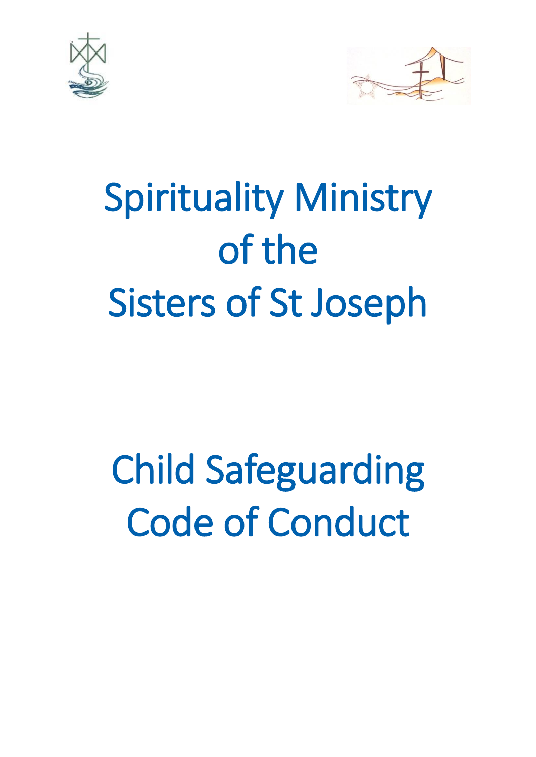# Spirituality Ministry of the Sisters of St Joseph

# Child Safeguarding Code of Conduct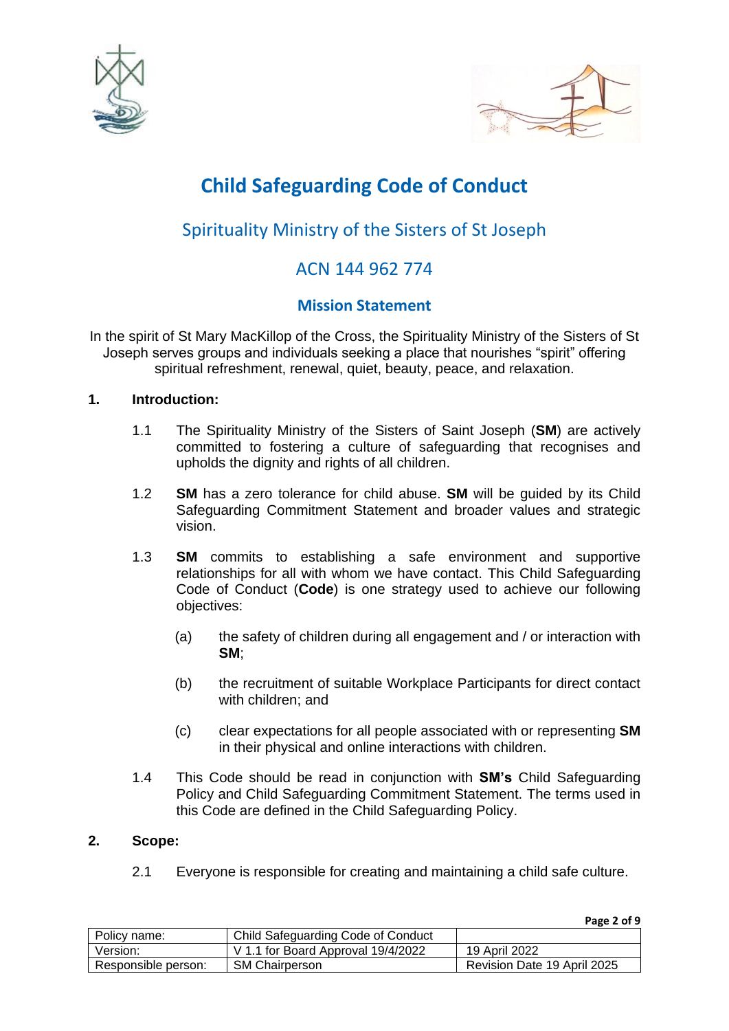# Child Safeguarding Code of Conduct

## Spirituality Ministry of the Sisters of St Joseph

## ACN 144 962 774

### Mission Statement

In the spirit of St Mary MacKillop of the Cross, the Spirituality Ministry of the Sisters of St Joseph serves groups and individuals seeking a place that nourishes "spirit" offering spiritual refreshment, renewal, quiet, beauty, peace, and relaxation.

**1. Introduction:**

1.1 The Spirituality Ministry of the Sisters of Saint Joseph (**SM**) are actively committed to fostering a culture of safeguarding that recognises and upholds the dignity and rights of all children.

1.2 **SM** has a zero tolerance for child abuse. **SM** will be guided by its Child Safeguarding Commitment Statement and broader values and strategic vision.

1.3 **SM** commits to establishing a safe environment and supportive relationships for all with whom we have contact. This Child Safeguarding Code of Conduct (**Code**) is one strategy used to achieve our following objectives:

(a) the safety of children during all engagement and / or interaction with **SM**;

(b) the recruitment of suitable Workplace Participants for direct contact with children; and

(c) clear expectations for all people associated with or representing **SM** in their physical and online interactions with children.

1.4 This Code should be read in conjunction with **SM's** Child Safeguarding Policy and Child Safeguarding Commitment Statement. The terms used in this Code are defined in the Child Safeguarding Policy.

**2. Scope:**

2.1 Everyone is responsible for creating and maintaining a child safe culture.

| Policy name: | Child Safeguarding Code of Conduct | |
|---|---|---|
| Version: | V 1.1 for Board Approval 19/4/2022 | 19 April 2022 |
| Responsible person: | SM Chairperson | Revision Date 19 April 2025 |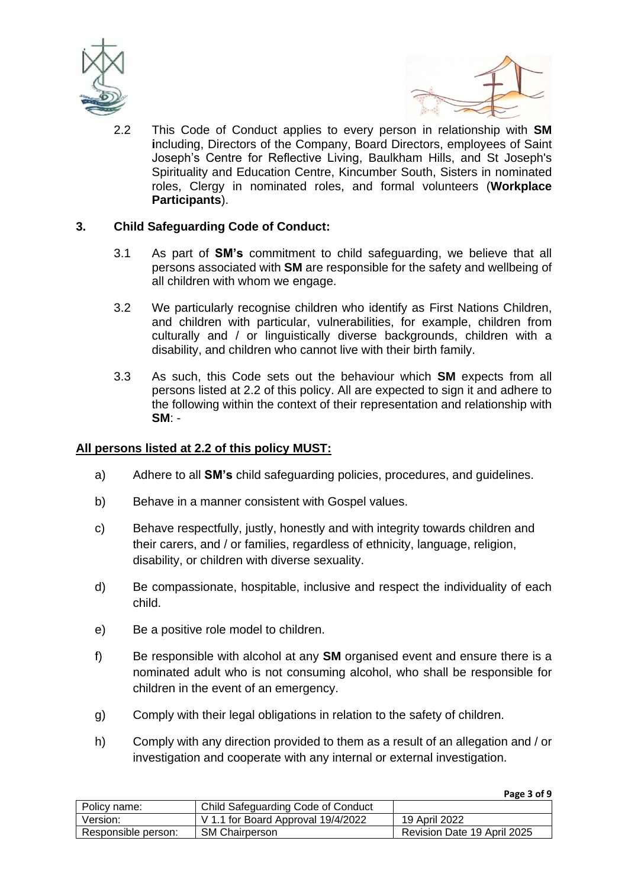2.2 This Code of Conduct applies to every person in relationship with **SM** **i**ncluding, Directors of the Company, Board Directors, employees of Saint Joseph's Centre for Reflective Living, Baulkham Hills, and St Joseph's Spirituality and Education Centre, Kincumber South, Sisters in nominated roles, Clergy in nominated roles, and formal volunteers (**Workplace Participants**).

## 3. Child Safeguarding Code of Conduct:

3.1 As part of **SM's** commitment to child safeguarding, we believe that all persons associated with **SM** are responsible for the safety and wellbeing of all children with whom we engage.

3.2 We particularly recognise children who identify as First Nations Children, and children with particular, vulnerabilities, for example, children from culturally and / or linguistically diverse backgrounds, children with a disability, and children who cannot live with their birth family.

3.3 As such, this Code sets out the behaviour which **SM** expects from all persons listed at 2.2 of this policy. All are expected to sign it and adhere to the following within the context of their representation and relationship with **SM**: -

**<u>All persons listed at 2.2 of this policy MUST:</u>**

a) Adhere to all **SM's** child safeguarding policies, procedures, and guidelines.

b) Behave in a manner consistent with Gospel values.

c) Behave respectfully, justly, honestly and with integrity towards children and their carers, and / or families, regardless of ethnicity, language, religion, disability, or children with diverse sexuality.

d) Be compassionate, hospitable, inclusive and respect the individuality of each child.

e) Be a positive role model to children.

f) Be responsible with alcohol at any **SM** organised event and ensure there is a nominated adult who is not consuming alcohol, who shall be responsible for children in the event of an emergency.

g) Comply with their legal obligations in relation to the safety of children.

h) Comply with any direction provided to them as a result of an allegation and / or investigation and cooperate with any internal or external investigation.

| Policy name: | Child Safeguarding Code of Conduct | |
|---|---|---|
| Version: | V 1.1 for Board Approval 19/4/2022 | 19 April 2022 |
| Responsible person: | SM Chairperson | Revision Date 19 April 2025 |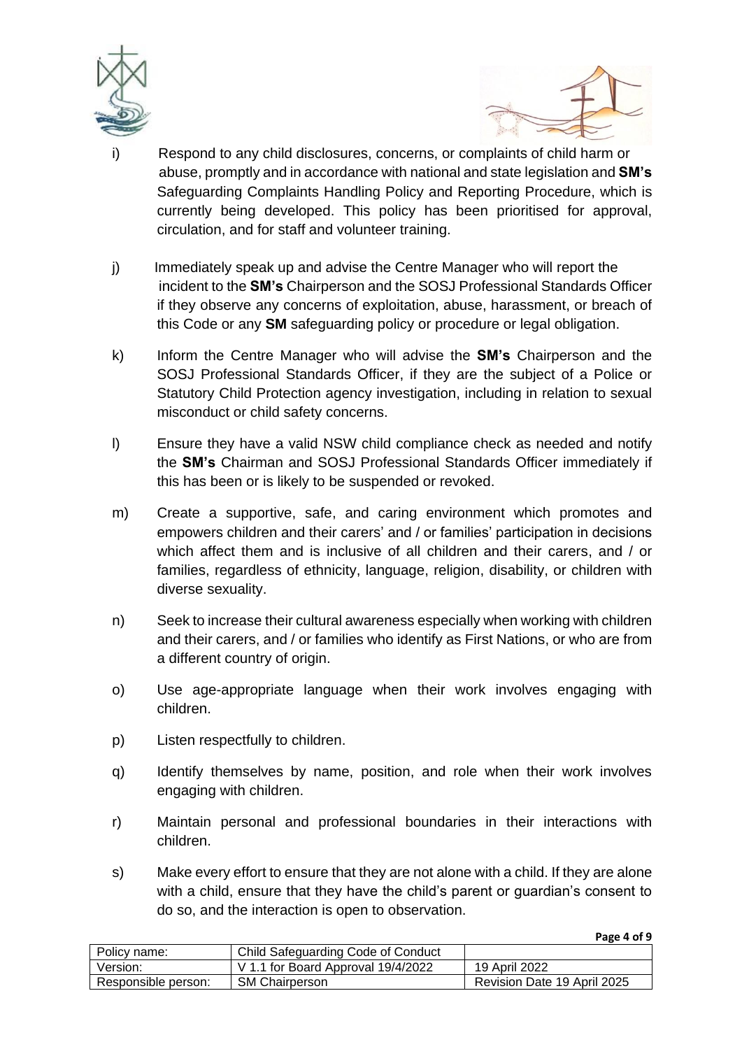i) Respond to any child disclosures, concerns, or complaints of child harm or abuse, promptly and in accordance with national and state legislation and **SM's** Safeguarding Complaints Handling Policy and Reporting Procedure, which is currently being developed. This policy has been prioritised for approval, circulation, and for staff and volunteer training.

j) Immediately speak up and advise the Centre Manager who will report the incident to the **SM's** Chairperson and the SOSJ Professional Standards Officer if they observe any concerns of exploitation, abuse, harassment, or breach of this Code or any **SM** safeguarding policy or procedure or legal obligation.

k) Inform the Centre Manager who will advise the **SM's** Chairperson and the SOSJ Professional Standards Officer, if they are the subject of a Police or Statutory Child Protection agency investigation, including in relation to sexual misconduct or child safety concerns.

l) Ensure they have a valid NSW child compliance check as needed and notify the **SM's** Chairman and SOSJ Professional Standards Officer immediately if this has been or is likely to be suspended or revoked.

m) Create a supportive, safe, and caring environment which promotes and empowers children and their carers' and / or families' participation in decisions which affect them and is inclusive of all children and their carers, and / or families, regardless of ethnicity, language, religion, disability, or children with diverse sexuality.

n) Seek to increase their cultural awareness especially when working with children and their carers, and / or families who identify as First Nations, or who are from a different country of origin.

o) Use age-appropriate language when their work involves engaging with children.

p) Listen respectfully to children.

q) Identify themselves by name, position, and role when their work involves engaging with children.

r) Maintain personal and professional boundaries in their interactions with children.

s) Make every effort to ensure that they are not alone with a child. If they are alone with a child, ensure that they have the child's parent or guardian's consent to do so, and the interaction is open to observation.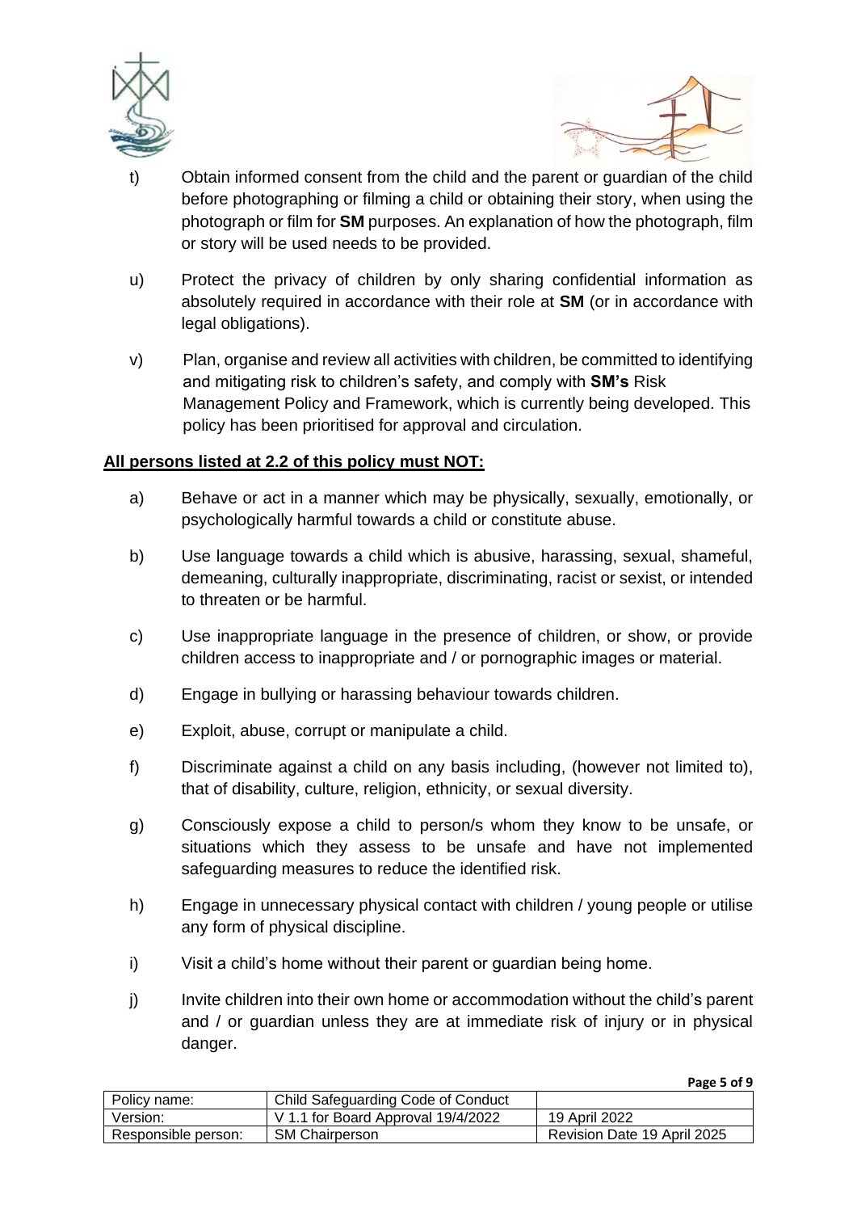t) Obtain informed consent from the child and the parent or guardian of the child before photographing or filming a child or obtaining their story, when using the photograph or film for **SM** purposes. An explanation of how the photograph, film or story will be used needs to be provided.

u) Protect the privacy of children by only sharing confidential information as absolutely required in accordance with their role at **SM** (or in accordance with legal obligations).

v) Plan, organise and review all activities with children, be committed to identifying and mitigating risk to children's safety, and comply with **SM's** Risk Management Policy and Framework, which is currently being developed. This policy has been prioritised for approval and circulation.

**All persons listed at 2.2 of this policy must NOT:**

a) Behave or act in a manner which may be physically, sexually, emotionally, or psychologically harmful towards a child or constitute abuse.

b) Use language towards a child which is abusive, harassing, sexual, shameful, demeaning, culturally inappropriate, discriminating, racist or sexist, or intended to threaten or be harmful.

c) Use inappropriate language in the presence of children, or show, or provide children access to inappropriate and / or pornographic images or material.

d) Engage in bullying or harassing behaviour towards children.

e) Exploit, abuse, corrupt or manipulate a child.

f) Discriminate against a child on any basis including, (however not limited to), that of disability, culture, religion, ethnicity, or sexual diversity.

g) Consciously expose a child to person/s whom they know to be unsafe, or situations which they assess to be unsafe and have not implemented safeguarding measures to reduce the identified risk.

h) Engage in unnecessary physical contact with children / young people or utilise any form of physical discipline.

i) Visit a child's home without their parent or guardian being home.

j) Invite children into their own home or accommodation without the child's parent and / or guardian unless they are at immediate risk of injury or in physical danger.

| Policy name: | Child Safeguarding Code of Conduct | |
|---|---|---|
| Version: | V 1.1 for Board Approval 19/4/2022 | 19 April 2022 |
| Responsible person: | SM Chairperson | Revision Date 19 April 2025 |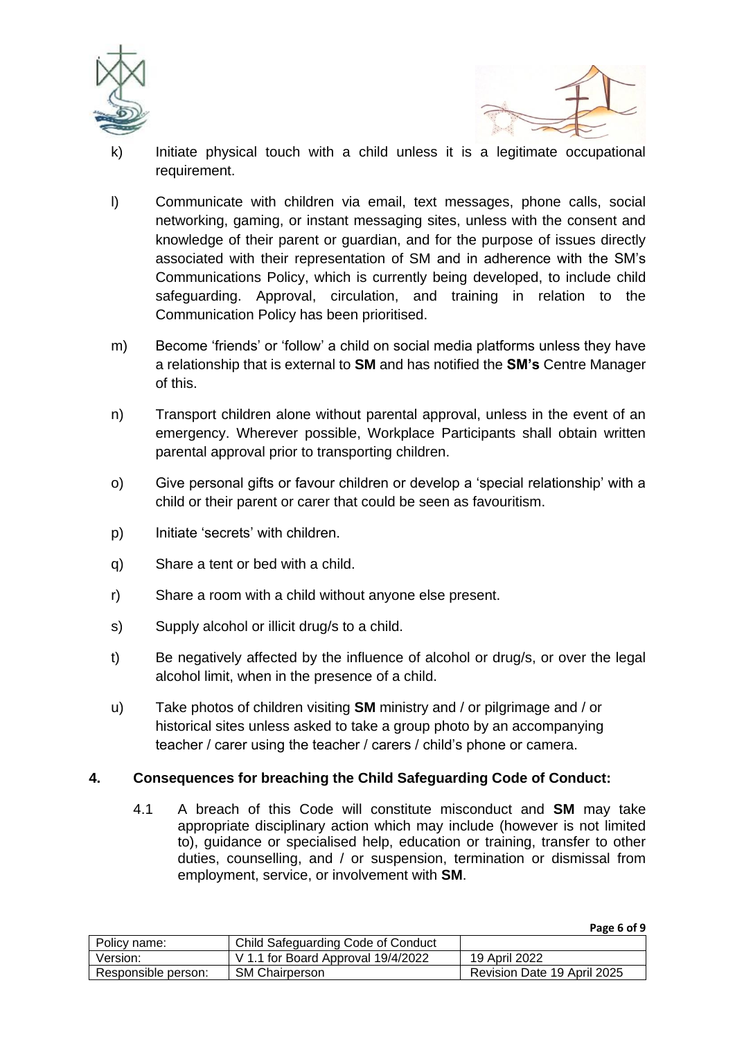k) Initiate physical touch with a child unless it is a legitimate occupational requirement.

l) Communicate with children via email, text messages, phone calls, social networking, gaming, or instant messaging sites, unless with the consent and knowledge of their parent or guardian, and for the purpose of issues directly associated with their representation of SM and in adherence with the SM's Communications Policy, which is currently being developed, to include child safeguarding. Approval, circulation, and training in relation to the Communication Policy has been prioritised.

m) Become 'friends' or 'follow' a child on social media platforms unless they have a relationship that is external to **SM** and has notified the **SM's** Centre Manager of this.

n) Transport children alone without parental approval, unless in the event of an emergency. Wherever possible, Workplace Participants shall obtain written parental approval prior to transporting children.

o) Give personal gifts or favour children or develop a 'special relationship' with a child or their parent or carer that could be seen as favouritism.

p) Initiate 'secrets' with children.

q) Share a tent or bed with a child.

r) Share a room with a child without anyone else present.

s) Supply alcohol or illicit drug/s to a child.

t) Be negatively affected by the influence of alcohol or drug/s, or over the legal alcohol limit, when in the presence of a child.

u) Take photos of children visiting **SM** ministry and / or pilgrimage and / or historical sites unless asked to take a group photo by an accompanying teacher / carer using the teacher / carers / child's phone or camera.

## 4. Consequences for breaching the Child Safeguarding Code of Conduct:

4.1 A breach of this Code will constitute misconduct and **SM** may take appropriate disciplinary action which may include (however is not limited to), guidance or specialised help, education or training, transfer to other duties, counselling, and / or suspension, termination or dismissal from employment, service, or involvement with **SM**.

| Policy name: | Child Safeguarding Code of Conduct | |
|---|---|---|
| Version: | V 1.1 for Board Approval 19/4/2022 | 19 April 2022 |
| Responsible person: | SM Chairperson | Revision Date 19 April 2025 |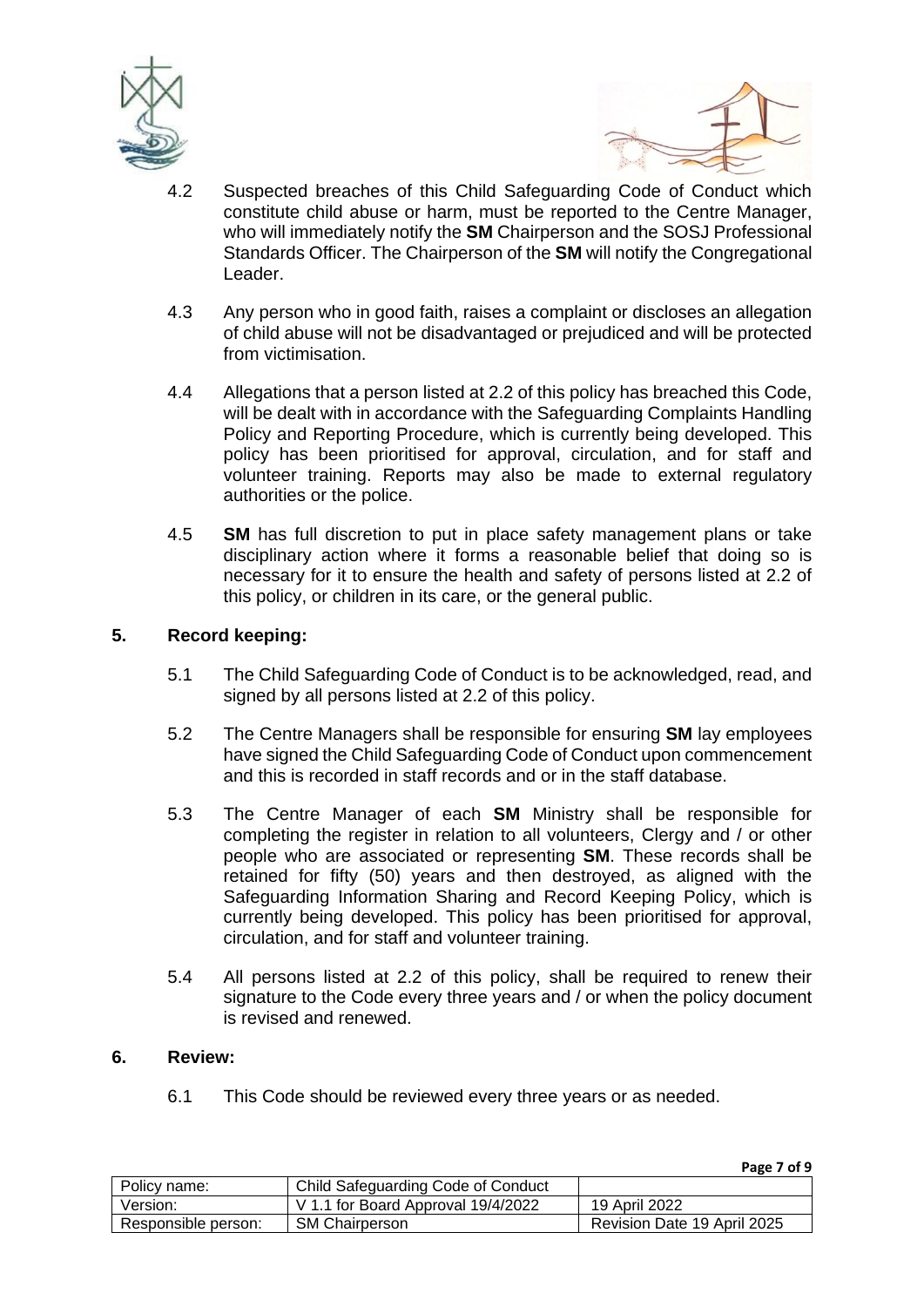4.2 Suspected breaches of this Child Safeguarding Code of Conduct which constitute child abuse or harm, must be reported to the Centre Manager, who will immediately notify the **SM** Chairperson and the SOSJ Professional Standards Officer. The Chairperson of the **SM** will notify the Congregational Leader.

4.3 Any person who in good faith, raises a complaint or discloses an allegation of child abuse will not be disadvantaged or prejudiced and will be protected from victimisation.

4.4 Allegations that a person listed at 2.2 of this policy has breached this Code, will be dealt with in accordance with the Safeguarding Complaints Handling Policy and Reporting Procedure, which is currently being developed. This policy has been prioritised for approval, circulation, and for staff and volunteer training. Reports may also be made to external regulatory authorities or the police.

4.5 **SM** has full discretion to put in place safety management plans or take disciplinary action where it forms a reasonable belief that doing so is necessary for it to ensure the health and safety of persons listed at 2.2 of this policy, or children in its care, or the general public.

## 5. Record keeping:

5.1 The Child Safeguarding Code of Conduct is to be acknowledged, read, and signed by all persons listed at 2.2 of this policy.

5.2 The Centre Managers shall be responsible for ensuring **SM** lay employees have signed the Child Safeguarding Code of Conduct upon commencement and this is recorded in staff records and or in the staff database.

5.3 The Centre Manager of each **SM** Ministry shall be responsible for completing the register in relation to all volunteers, Clergy and / or other people who are associated or representing **SM**. These records shall be retained for fifty (50) years and then destroyed, as aligned with the Safeguarding Information Sharing and Record Keeping Policy, which is currently being developed. This policy has been prioritised for approval, circulation, and for staff and volunteer training.

5.4 All persons listed at 2.2 of this policy, shall be required to renew their signature to the Code every three years and / or when the policy document is revised and renewed.

## 6. Review:

6.1 This Code should be reviewed every three years or as needed.

| Policy name: | Child Safeguarding Code of Conduct | |
|---|---|---|
| Version: | V 1.1 for Board Approval 19/4/2022 | 19 April 2022 |
| Responsible person: | SM Chairperson | Revision Date 19 April 2025 |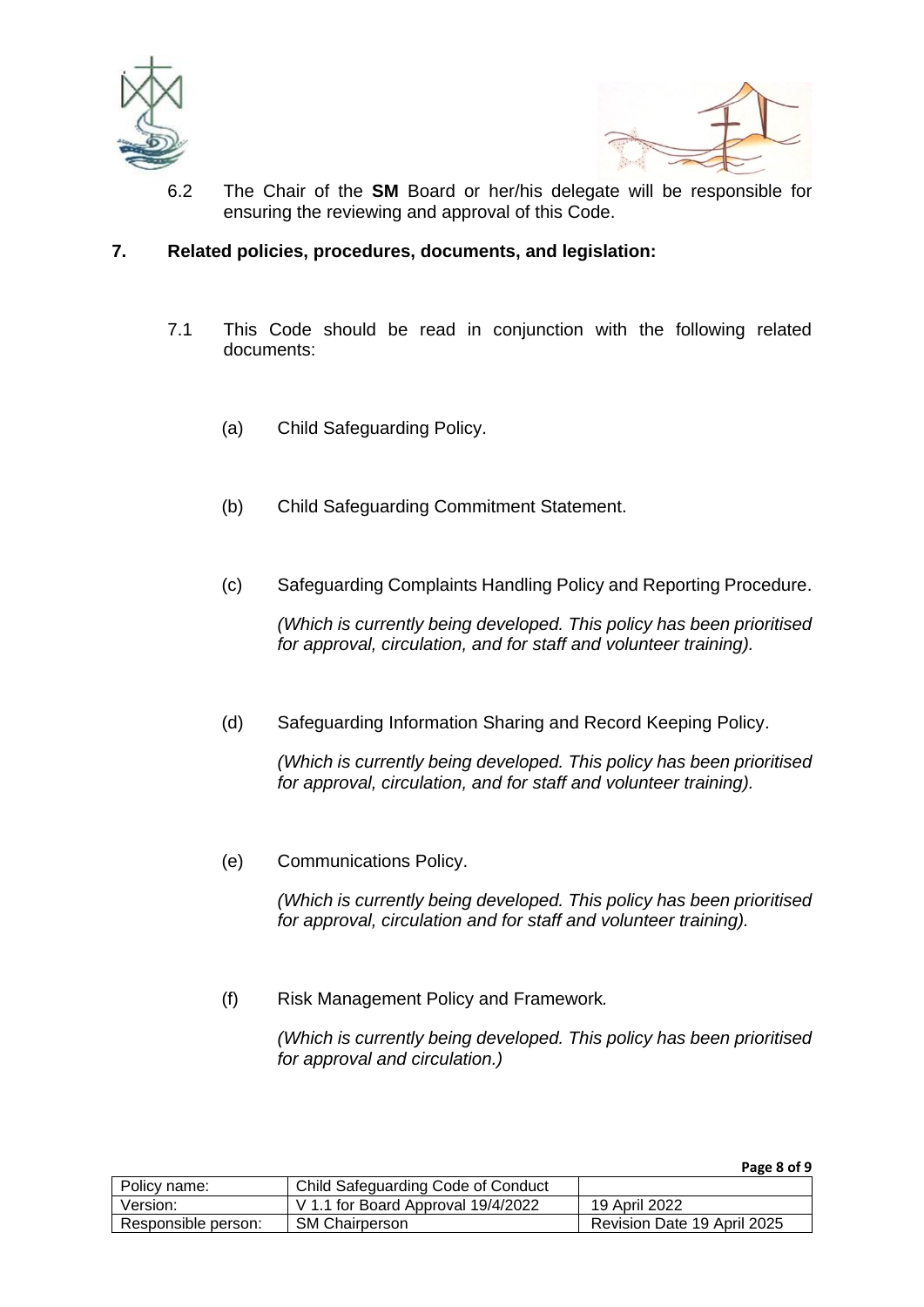6.2 The Chair of the **SM** Board or her/his delegate will be responsible for ensuring the reviewing and approval of this Code.

## 7. Related policies, procedures, documents, and legislation:

7.1 This Code should be read in conjunction with the following related documents:

(a) Child Safeguarding Policy.

(b) Child Safeguarding Commitment Statement.

(c) Safeguarding Complaints Handling Policy and Reporting Procedure.

*(Which is currently being developed. This policy has been prioritised for approval, circulation, and for staff and volunteer training).*

(d) Safeguarding Information Sharing and Record Keeping Policy.

*(Which is currently being developed. This policy has been prioritised for approval, circulation, and for staff and volunteer training).*

(e) Communications Policy.

*(Which is currently being developed. This policy has been prioritised for approval, circulation and for staff and volunteer training).*

(f) Risk Management Policy and Framework*.*

*(Which is currently being developed. This policy has been prioritised for approval and circulation.)*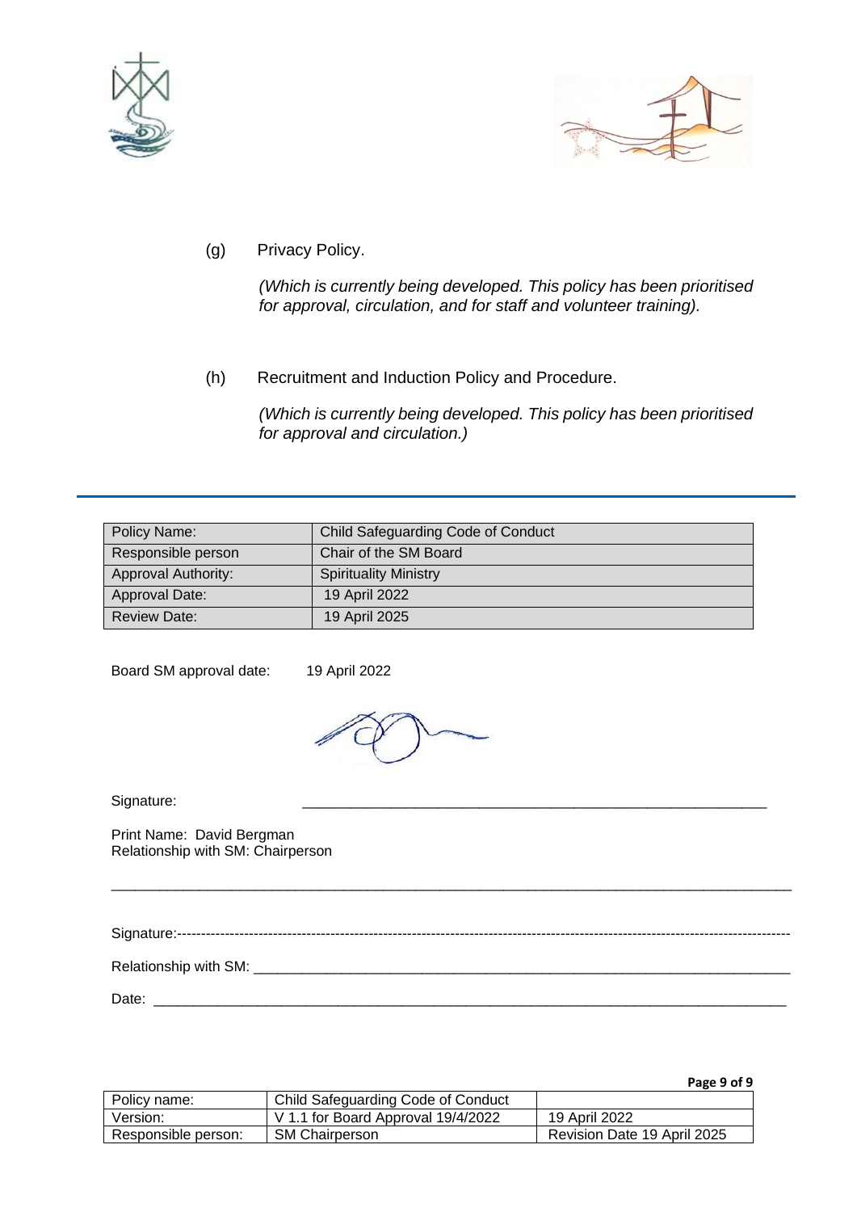(g) Privacy Policy.

*(Which is currently being developed. This policy has been prioritised for approval, circulation, and for staff and volunteer training).*

(h) Recruitment and Induction Policy and Procedure.

*(Which is currently being developed. This policy has been prioritised for approval and circulation.)*

---

| | |
|---|---|
| Policy Name: | Child Safeguarding Code of Conduct |
| Responsible person | Chair of the SM Board |
| Approval Authority: | Spirituality Ministry |
| Approval Date: | 19 April 2022 |
| Review Date: | 19 April 2025 |

Board SM approval date: 19 April 2022

Signature: \_\_\_\_\_\_\_\_\_\_\_\_\_\_\_\_\_\_\_\_\_\_\_\_\_\_\_\_\_\_\_\_\_\_\_\_\_\_\_\_

Print Name: David Bergman
Relationship with SM: Chairperson

---

Signature:------------------------------------------------------------------------

Relationship with SM: \_\_\_\_\_\_\_\_\_\_\_\_\_\_\_\_\_\_\_\_\_\_\_\_\_\_\_\_\_\_\_\_\_\_\_\_\_\_\_\_

Date: \_\_\_\_\_\_\_\_\_\_\_\_\_\_\_\_\_\_\_\_\_\_\_\_\_\_\_\_\_\_\_\_\_\_\_\_\_\_\_\_

| | | |
|---|---|---|
| Policy name: | Child Safeguarding Code of Conduct | |
| Version: | V 1.1 for Board Approval 19/4/2022 | 19 April 2022 |
| Responsible person: | SM Chairperson | Revision Date 19 April 2025 |